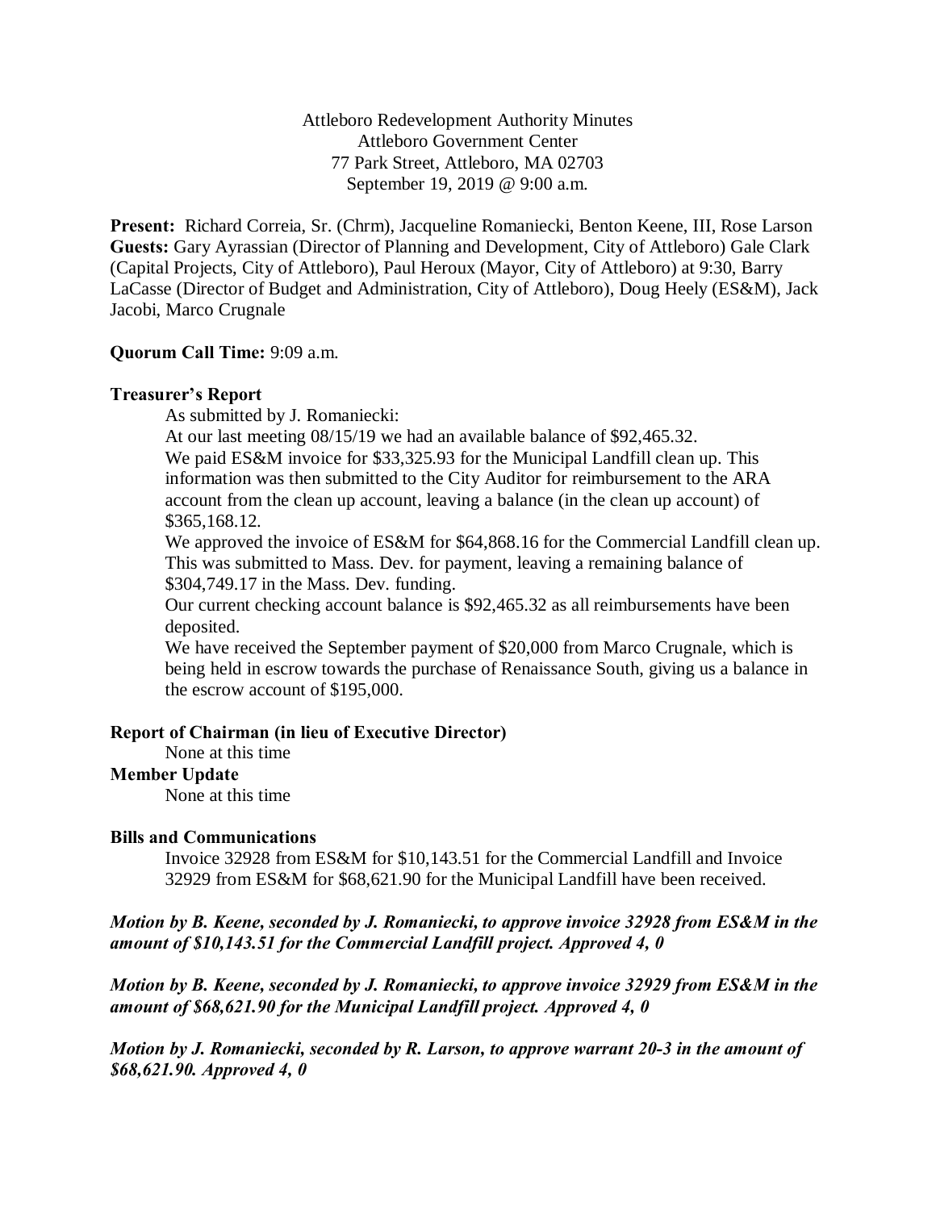Attleboro Redevelopment Authority Minutes
Attleboro Government Center
77 Park Street, Attleboro, MA 02703
September 19, 2019 @ 9:00 a.m.

**Present:** Richard Correia, Sr. (Chrm), Jacqueline Romaniecki, Benton Keene, III, Rose Larson
**Guests:** Gary Ayrassian (Director of Planning and Development, City of Attleboro) Gale Clark (Capital Projects, City of Attleboro), Paul Heroux (Mayor, City of Attleboro) at 9:30, Barry LaCasse (Director of Budget and Administration, City of Attleboro), Doug Heely (ES&M), Jack Jacobi, Marco Crugnale

**Quorum Call Time:** 9:09 a.m.

**Treasurer's Report**

As submitted by J. Romaniecki:

At our last meeting 08/15/19 we had an available balance of $92,465.32.

We paid ES&M invoice for $33,325.93 for the Municipal Landfill clean up. This information was then submitted to the City Auditor for reimbursement to the ARA account from the clean up account, leaving a balance (in the clean up account) of $365,168.12.

We approved the invoice of ES&M for $64,868.16 for the Commercial Landfill clean up. This was submitted to Mass. Dev. for payment, leaving a remaining balance of $304,749.17 in the Mass. Dev. funding.

Our current checking account balance is $92,465.32 as all reimbursements have been deposited.

We have received the September payment of $20,000 from Marco Crugnale, which is being held in escrow towards the purchase of Renaissance South, giving us a balance in the escrow account of $195,000.

**Report of Chairman (in lieu of Executive Director)**

None at this time

**Member Update**

None at this time

**Bills and Communications**

Invoice 32928 from ES&M for $10,143.51 for the Commercial Landfill and Invoice 32929 from ES&M for $68,621.90 for the Municipal Landfill have been received.

***Motion by B. Keene, seconded by J. Romaniecki, to approve invoice 32928 from ES&M in the amount of $10,143.51 for the Commercial Landfill project. Approved 4, 0***

***Motion by B. Keene, seconded by J. Romaniecki, to approve invoice 32929 from ES&M in the amount of $68,621.90 for the Municipal Landfill project. Approved 4, 0***

***Motion by J. Romaniecki, seconded by R. Larson, to approve warrant 20-3 in the amount of $68,621.90. Approved 4, 0***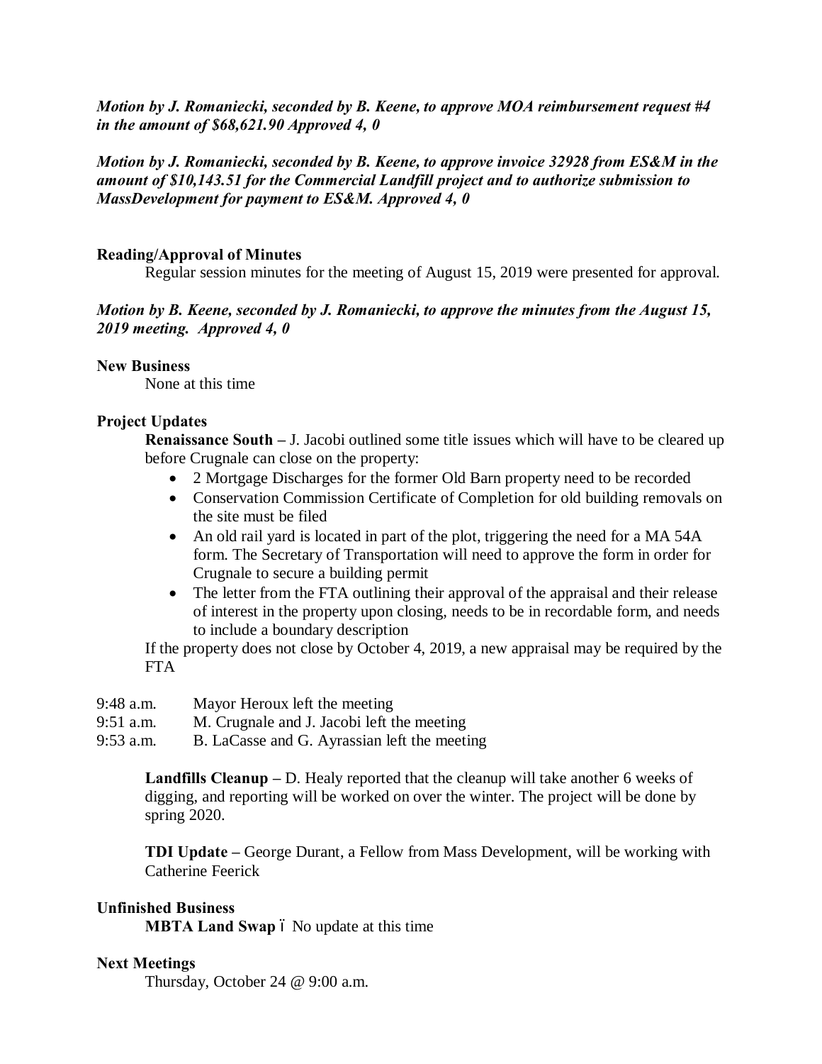***Motion by J. Romaniecki, seconded by B. Keene, to approve MOA reimbursement request #4 in the amount of $68,621.90 Approved 4, 0***

***Motion by J. Romaniecki, seconded by B. Keene, to approve invoice 32928 from ES&M in the amount of $10,143.51 for the Commercial Landfill project and to authorize submission to MassDevelopment for payment to ES&M. Approved 4, 0***

**Reading/Approval of Minutes**

Regular session minutes for the meeting of August 15, 2019 were presented for approval.

***Motion by B. Keene, seconded by J. Romaniecki, to approve the minutes from the August 15, 2019 meeting. Approved 4, 0***

**New Business**

None at this time

**Project Updates**

**Renaissance South –** J. Jacobi outlined some title issues which will have to be cleared up before Crugnale can close on the property:

- 2 Mortgage Discharges for the former Old Barn property need to be recorded
- Conservation Commission Certificate of Completion for old building removals on the site must be filed
- An old rail yard is located in part of the plot, triggering the need for a MA 54A form. The Secretary of Transportation will need to approve the form in order for Crugnale to secure a building permit
- The letter from the FTA outlining their approval of the appraisal and their release of interest in the property upon closing, needs to be in recordable form, and needs to include a boundary description

If the property does not close by October 4, 2019, a new appraisal may be required by the FTA

9:48 a.m. Mayor Heroux left the meeting
9:51 a.m. M. Crugnale and J. Jacobi left the meeting
9:53 a.m. B. LaCasse and G. Ayrassian left the meeting

**Landfills Cleanup –** D. Healy reported that the cleanup will take another 6 weeks of digging, and reporting will be worked on over the winter. The project will be done by spring 2020.

**TDI Update –** George Durant, a Fellow from Mass Development, will be working with Catherine Feerick

**Unfinished Business**

**MBTA Land Swap** – No update at this time

**Next Meetings**

Thursday, October 24 @ 9:00 a.m.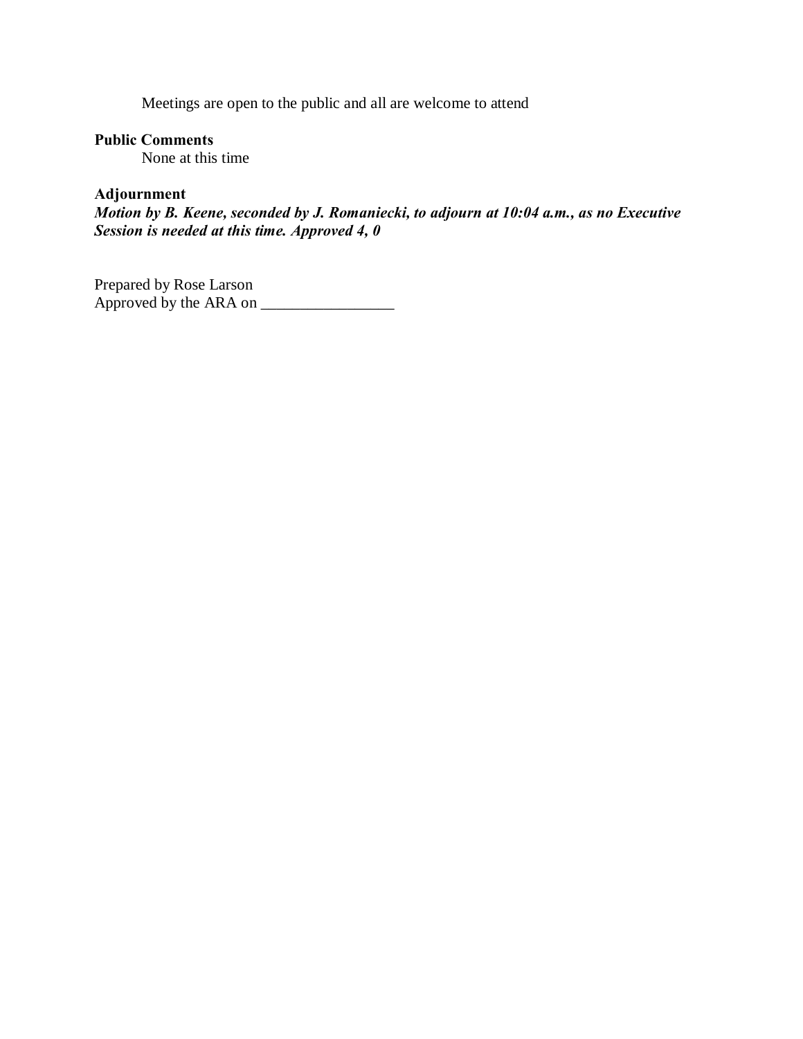Meetings are open to the public and all are welcome to attend

**Public Comments**

None at this time

**Adjournment**

***Motion by B. Keene, seconded by J. Romaniecki, to adjourn at 10:04 a.m., as no Executive Session is needed at this time. Approved 4, 0***

Prepared by Rose Larson
Approved by the ARA on _________________